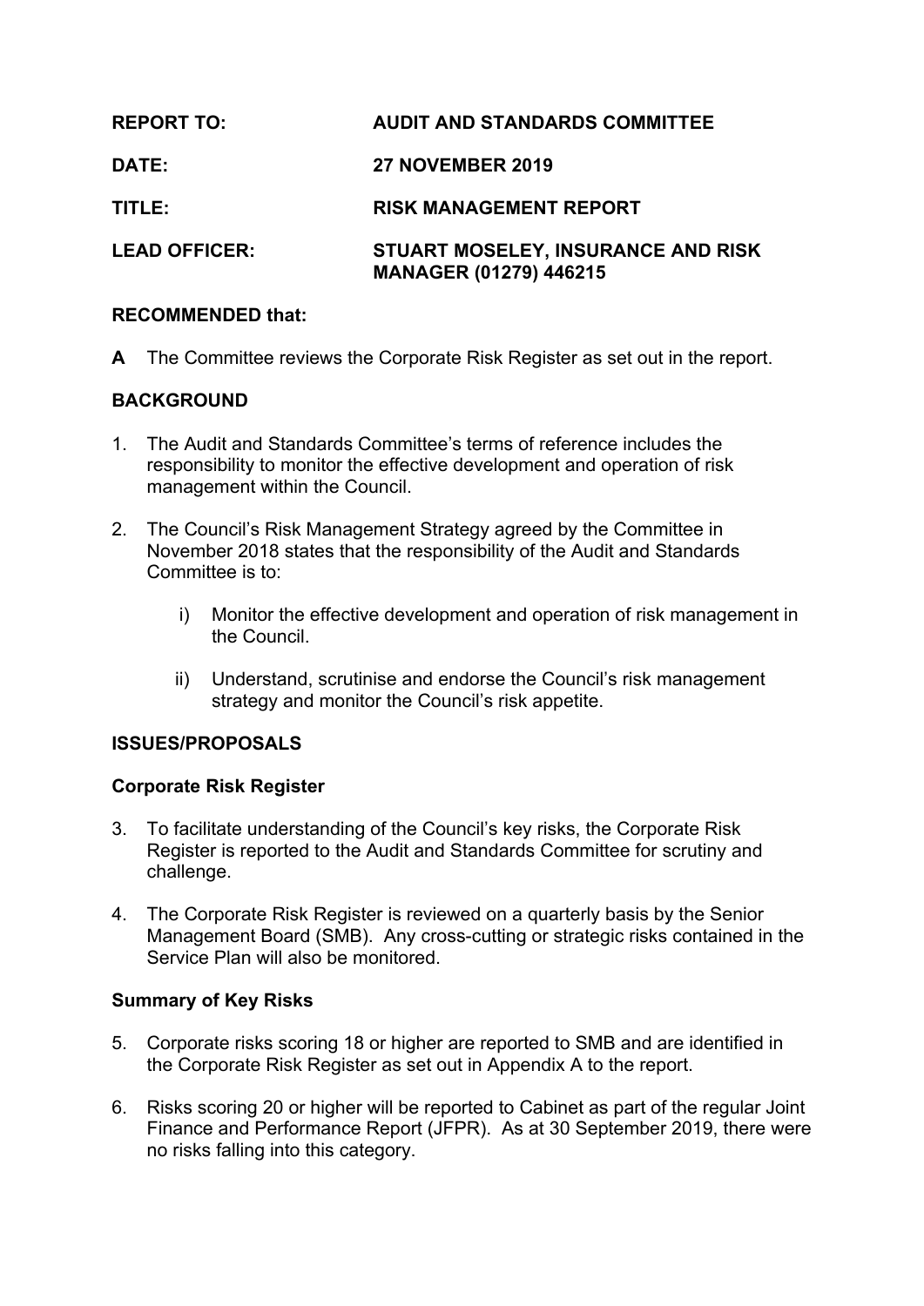| | |
|---|---|
| **REPORT TO:** | **AUDIT AND STANDARDS COMMITTEE** |
| **DATE:** | **27 NOVEMBER 2019** |
| **TITLE:** | **RISK MANAGEMENT REPORT** |
| **LEAD OFFICER:** | **STUART MOSELEY, INSURANCE AND RISK MANAGER (01279) 446215** |

**RECOMMENDED that:**

**A** The Committee reviews the Corporate Risk Register as set out in the report.

**BACKGROUND**

1. The Audit and Standards Committee's terms of reference includes the responsibility to monitor the effective development and operation of risk management within the Council.

2. The Council's Risk Management Strategy agreed by the Committee in November 2018 states that the responsibility of the Audit and Standards Committee is to:

   i) Monitor the effective development and operation of risk management in the Council.

   ii) Understand, scrutinise and endorse the Council's risk management strategy and monitor the Council's risk appetite.

**ISSUES/PROPOSALS**

**Corporate Risk Register**

3. To facilitate understanding of the Council's key risks, the Corporate Risk Register is reported to the Audit and Standards Committee for scrutiny and challenge.

4. The Corporate Risk Register is reviewed on a quarterly basis by the Senior Management Board (SMB). Any cross-cutting or strategic risks contained in the Service Plan will also be monitored.

**Summary of Key Risks**

5. Corporate risks scoring 18 or higher are reported to SMB and are identified in the Corporate Risk Register as set out in Appendix A to the report.

6. Risks scoring 20 or higher will be reported to Cabinet as part of the regular Joint Finance and Performance Report (JFPR). As at 30 September 2019, there were no risks falling into this category.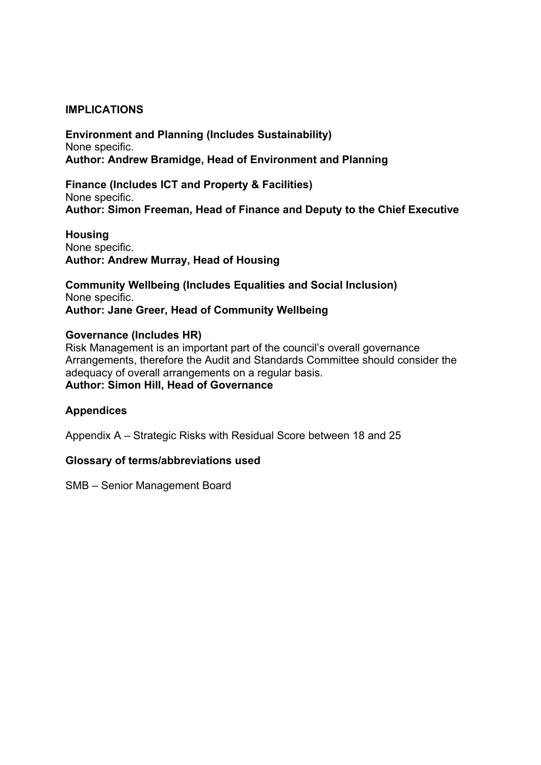## IMPLICATIONS

**Environment and Planning (Includes Sustainability)**
None specific.
**Author: Andrew Bramidge, Head of Environment and Planning**

**Finance (Includes ICT and Property & Facilities)**
None specific.
**Author: Simon Freeman, Head of Finance and Deputy to the Chief Executive**

**Housing**
None specific.
**Author: Andrew Murray, Head of Housing**

**Community Wellbeing (Includes Equalities and Social Inclusion)**
None specific.
**Author: Jane Greer, Head of Community Wellbeing**

**Governance (Includes HR)**
Risk Management is an important part of the council's overall governance Arrangements, therefore the Audit and Standards Committee should consider the adequacy of overall arrangements on a regular basis.
**Author: Simon Hill, Head of Governance**

**Appendices**

Appendix A – Strategic Risks with Residual Score between 18 and 25

**Glossary of terms/abbreviations used**

SMB – Senior Management Board